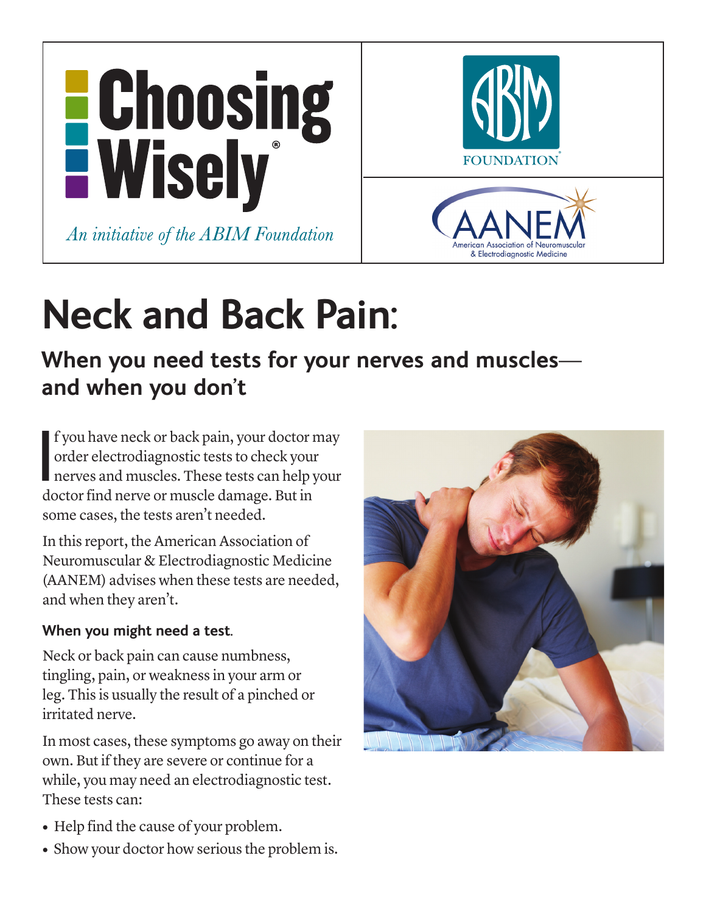Choosing Wisely®

*An initiative of the ABIM Foundation*

ABIM FOUNDATION

AANEM American Association of Neuromuscular & Electrodiagnostic Medicine

# Neck and Back Pain:

## When you need tests for your nerves and muscles—and when you don't

If you have neck or back pain, your doctor may order electrodiagnostic tests to check your nerves and muscles. These tests can help your doctor find nerve or muscle damage. But in some cases, the tests aren't needed.

In this report, the American Association of Neuromuscular & Electrodiagnostic Medicine (AANEM) advises when these tests are needed, and when they aren't.

### When you might need a test.

Neck or back pain can cause numbness, tingling, pain, or weakness in your arm or leg. This is usually the result of a pinched or irritated nerve.

In most cases, these symptoms go away on their own. But if they are severe or continue for a while, you may need an electrodiagnostic test. These tests can:

- Help find the cause of your problem.
- Show your doctor how serious the problem is.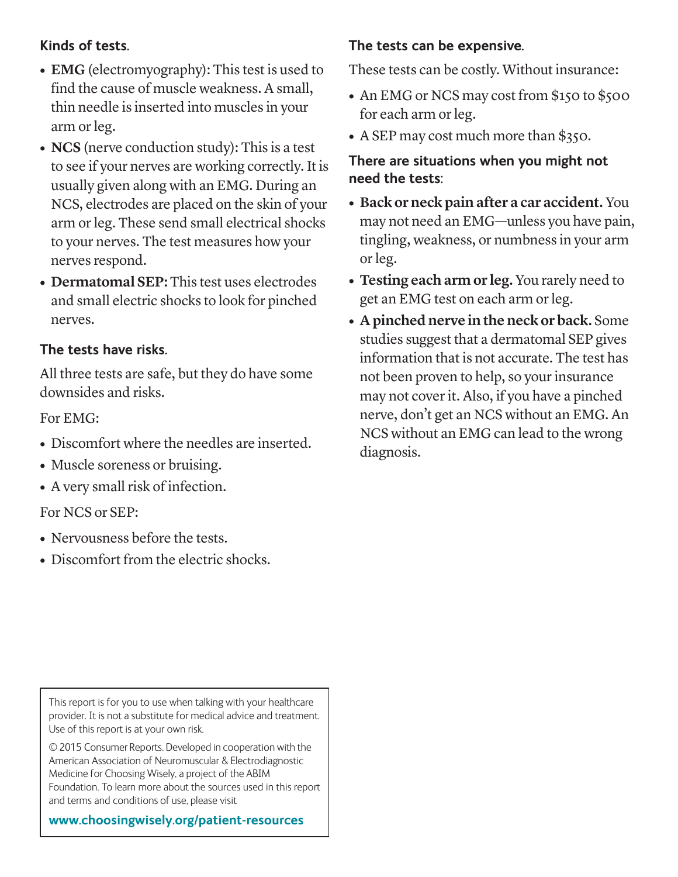**Kinds of tests**.

- **EMG** (electromyography): This test is used to find the cause of muscle weakness. A small, thin needle is inserted into muscles in your arm or leg.
- **NCS** (nerve conduction study): This is a test to see if your nerves are working correctly. It is usually given along with an EMG. During an NCS, electrodes are placed on the skin of your arm or leg. These send small electrical shocks to your nerves. The test measures how your nerves respond.
- **Dermatomal SEP:** This test uses electrodes and small electric shocks to look for pinched nerves.

**The tests have risks**.

All three tests are safe, but they do have some downsides and risks.

For EMG:

- Discomfort where the needles are inserted.
- Muscle soreness or bruising.
- A very small risk of infection.

For NCS or SEP:

- Nervousness before the tests.
- Discomfort from the electric shocks.

**The tests can be expensive**.

These tests can be costly. Without insurance:

- An EMG or NCS may cost from $150 to $500 for each arm or leg.
- A SEP may cost much more than $350.

**There are situations when you might not need the tests**:

- **Back or neck pain after a car accident.** You may not need an EMG—unless you have pain, tingling, weakness, or numbness in your arm or leg.
- **Testing each arm or leg.** You rarely need to get an EMG test on each arm or leg.
- **A pinched nerve in the neck or back.** Some studies suggest that a dermatomal SEP gives information that is not accurate. The test has not been proven to help, so your insurance may not cover it. Also, if you have a pinched nerve, don't get an NCS without an EMG. An NCS without an EMG can lead to the wrong diagnosis.

This report is for you to use when talking with your healthcare provider. It is not a substitute for medical advice and treatment. Use of this report is at your own risk.

© 2015 Consumer Reports. Developed in cooperation with the American Association of Neuromuscular & Electrodiagnostic Medicine for Choosing Wisely, a project of the ABIM Foundation. To learn more about the sources used in this report and terms and conditions of use, please visit

**www.choosingwisely.org/patient-resources**